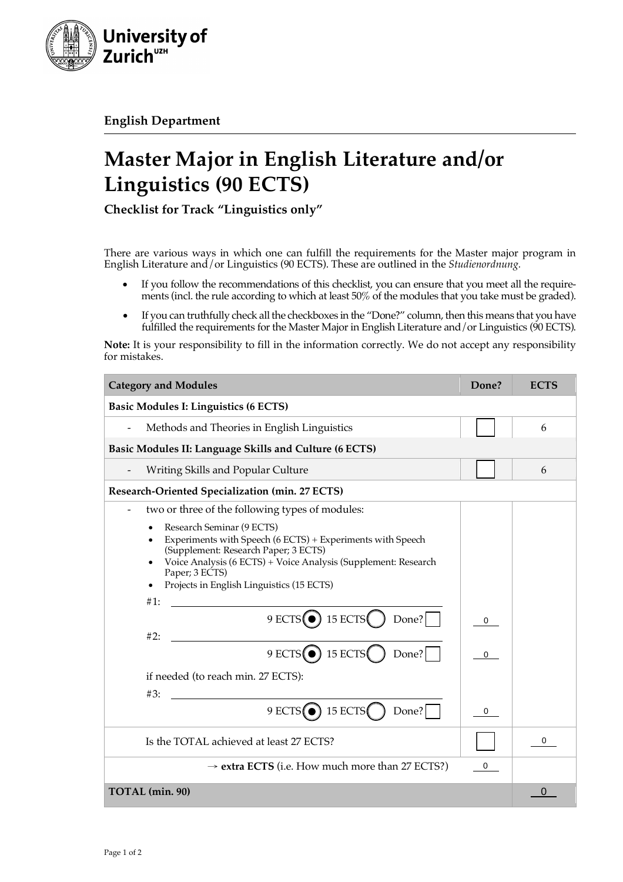University of Zurich[UZH]

**English Department**

# Master Major in English Literature and/or Linguistics (90 ECTS)

**Checklist for Track "Linguistics only"**

There are various ways in which one can fulfill the requirements for the Master major program in English Literature and/or Linguistics (90 ECTS). These are outlined in the *Studienordnung*.

- If you follow the recommendations of this checklist, you can ensure that you meet all the requirements (incl. the rule according to which at least 50% of the modules that you take must be graded).
- If you can truthfully check all the checkboxes in the "Done?" column, then this means that you have fulfilled the requirements for the Master Major in English Literature and/or Linguistics (90 ECTS).

**Note:** It is your responsibility to fill in the information correctly. We do not accept any responsibility for mistakes.

| Category and Modules | Done? | ECTS |
|---|---|---|
| **Basic Modules I: Linguistics (6 ECTS)** | | |
| - Methods and Theories in English Linguistics | ☐ | 6 |
| **Basic Modules II: Language Skills and Culture (6 ECTS)** | | |
| - Writing Skills and Popular Culture | ☐ | 6 |
| **Research-Oriented Specialization (min. 27 ECTS)** | | |
| - two or three of the following types of modules: <br> • Research Seminar (9 ECTS) <br> • Experiments with Speech (6 ECTS) + Experiments with Speech (Supplement: Research Paper; 3 ECTS) <br> • Voice Analysis (6 ECTS) + Voice Analysis (Supplement: Research Paper; 3 ECTS) <br> • Projects in English Linguistics (15 ECTS) | | |
| #1: ______ <br> 9 ECTS ◉ 15 ECTS ○ Done? ☐ | 0 | |
| #2: ______ <br> 9 ECTS ◉ 15 ECTS ○ Done? ☐ | 0 | |
| if needed (to reach min. 27 ECTS): <br> #3: ______ <br> 9 ECTS ◉ 15 ECTS ○ Done? ☐ | 0 | |
| Is the TOTAL achieved at least 27 ECTS? | ☐ | 0 |
| → **extra ECTS** (i.e. How much more than 27 ECTS?) | 0 | |
| **TOTAL (min. 90)** | | 0 |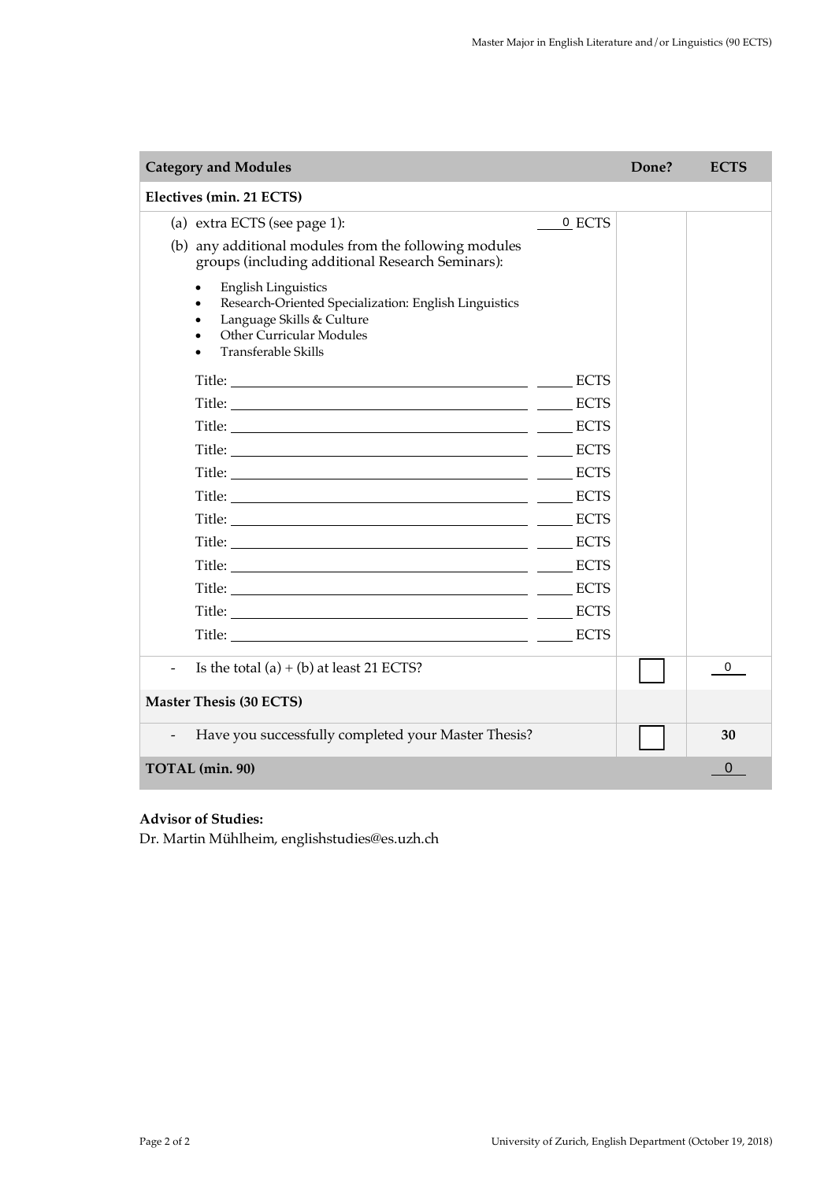| Category and Modules | Done? | ECTS |
|---|---|---|
| **Electives (min. 21 ECTS)** | | |
| (a) extra ECTS (see page 1): 0 ECTS<br>(b) any additional modules from the following modules groups (including additional Research Seminars):<br>• English Linguistics<br>• Research-Oriented Specialization: English Linguistics<br>• Language Skills & Culture<br>• Other Curricular Modules<br>• Transferable Skills<br>Title: ____ ____ ECTS<br>Title: ____ ____ ECTS<br>Title: ____ ____ ECTS<br>Title: ____ ____ ECTS<br>Title: ____ ____ ECTS<br>Title: ____ ____ ECTS<br>Title: ____ ____ ECTS<br>Title: ____ ____ ECTS<br>Title: ____ ____ ECTS<br>Title: ____ ____ ECTS<br>Title: ____ ____ ECTS<br>Title: ____ ____ ECTS | | |
| - Is the total (a) + (b) at least 21 ECTS? | ☐ | 0 |
| **Master Thesis (30 ECTS)** | | |
| - Have you successfully completed your Master Thesis? | ☐ | **30** |
| **TOTAL (min. 90)** | | 0 |

**Advisor of Studies:**
Dr. Martin Mühlheim, englishstudies@es.uzh.ch